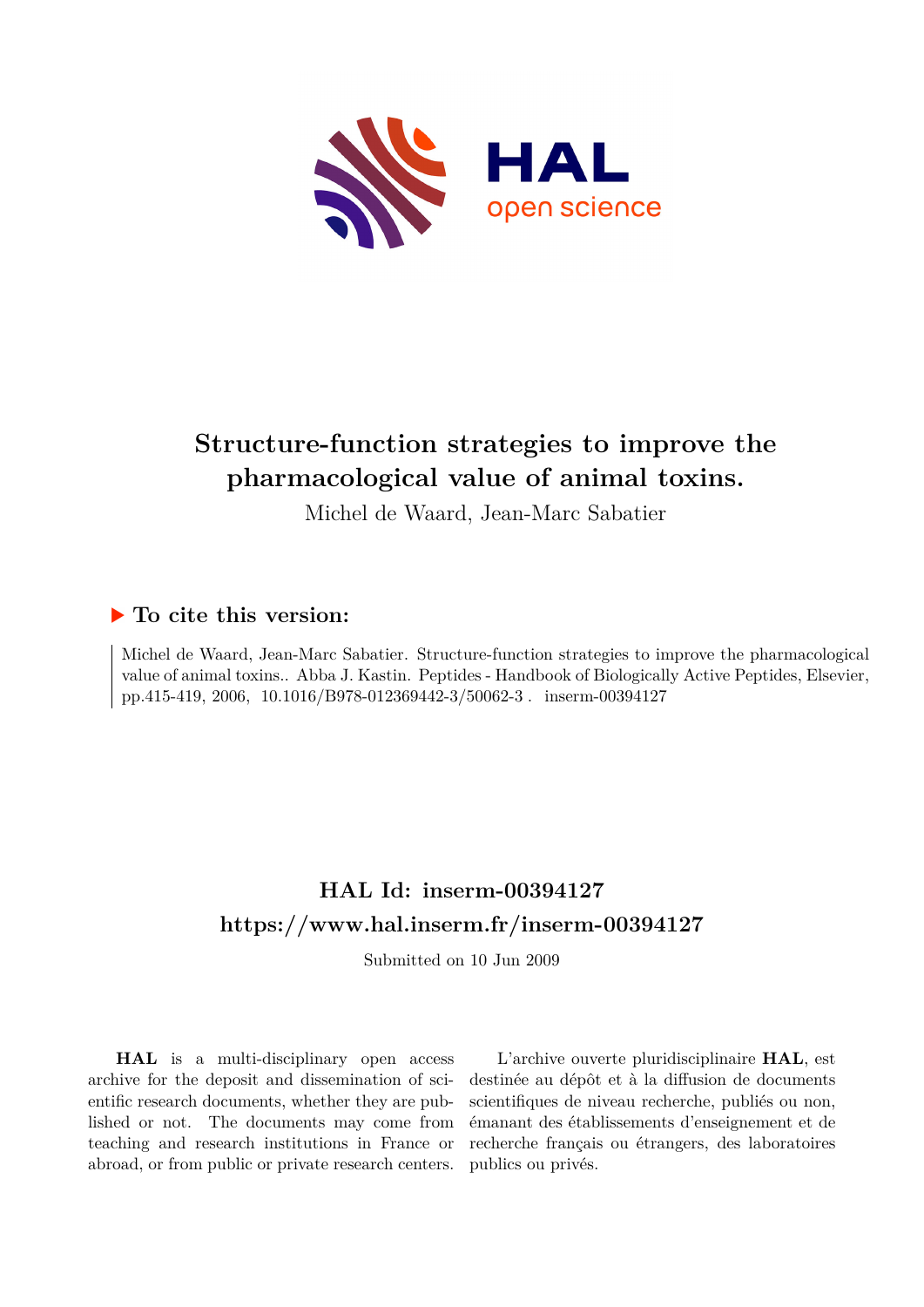# Structure-function strategies to improve the pharmacological value of animal toxins.

Michel de Waard, Jean-Marc Sabatier

## ▶ To cite this version:

Michel de Waard, Jean-Marc Sabatier. Structure-function strategies to improve the pharmacological value of animal toxins.. Abba J. Kastin. Peptides - Handbook of Biologically Active Peptides, Elsevier, pp.415-419, 2006, 10.1016/B978-012369442-3/50062-3 . inserm-00394127

## HAL Id: inserm-00394127

## https://www.hal.inserm.fr/inserm-00394127

Submitted on 10 Jun 2009

**HAL** is a multi-disciplinary open access archive for the deposit and dissemination of scientific research documents, whether they are published or not. The documents may come from teaching and research institutions in France or abroad, or from public or private research centers.

L'archive ouverte pluridisciplinaire **HAL**, est destinée au dépôt et à la diffusion de documents scientifiques de niveau recherche, publiés ou non, émanant des établissements d'enseignement et de recherche français ou étrangers, des laboratoires publics ou privés.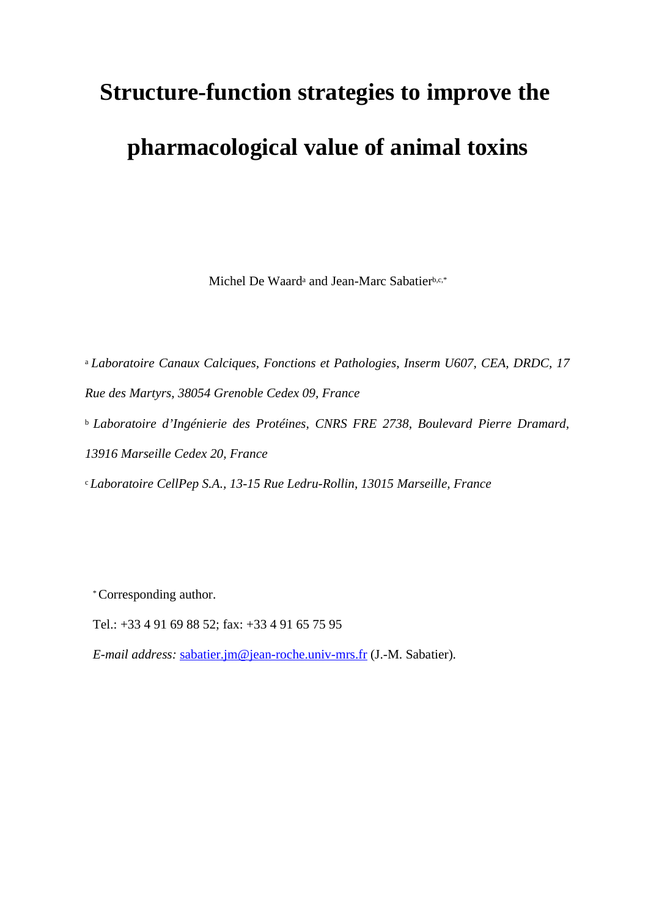# Structure-function strategies to improve the pharmacological value of animal toxins

Michel De Waard[a] and Jean-Marc Sabatier[b,c,*]

[a] *Laboratoire Canaux Calciques, Fonctions et Pathologies, Inserm U607, CEA, DRDC, 17 Rue des Martyrs, 38054 Grenoble Cedex 09, France*

[b] *Laboratoire d'Ingénierie des Protéines, CNRS FRE 2738, Boulevard Pierre Dramard, 13916 Marseille Cedex 20, France*

[c] *Laboratoire CellPep S.A., 13-15 Rue Ledru-Rollin, 13015 Marseille, France*

[*] Corresponding author.

Tel.: +33 4 91 69 88 52; fax: +33 4 91 65 75 95

*E-mail address:* sabatier.jm@jean-roche.univ-mrs.fr (J.-M. Sabatier).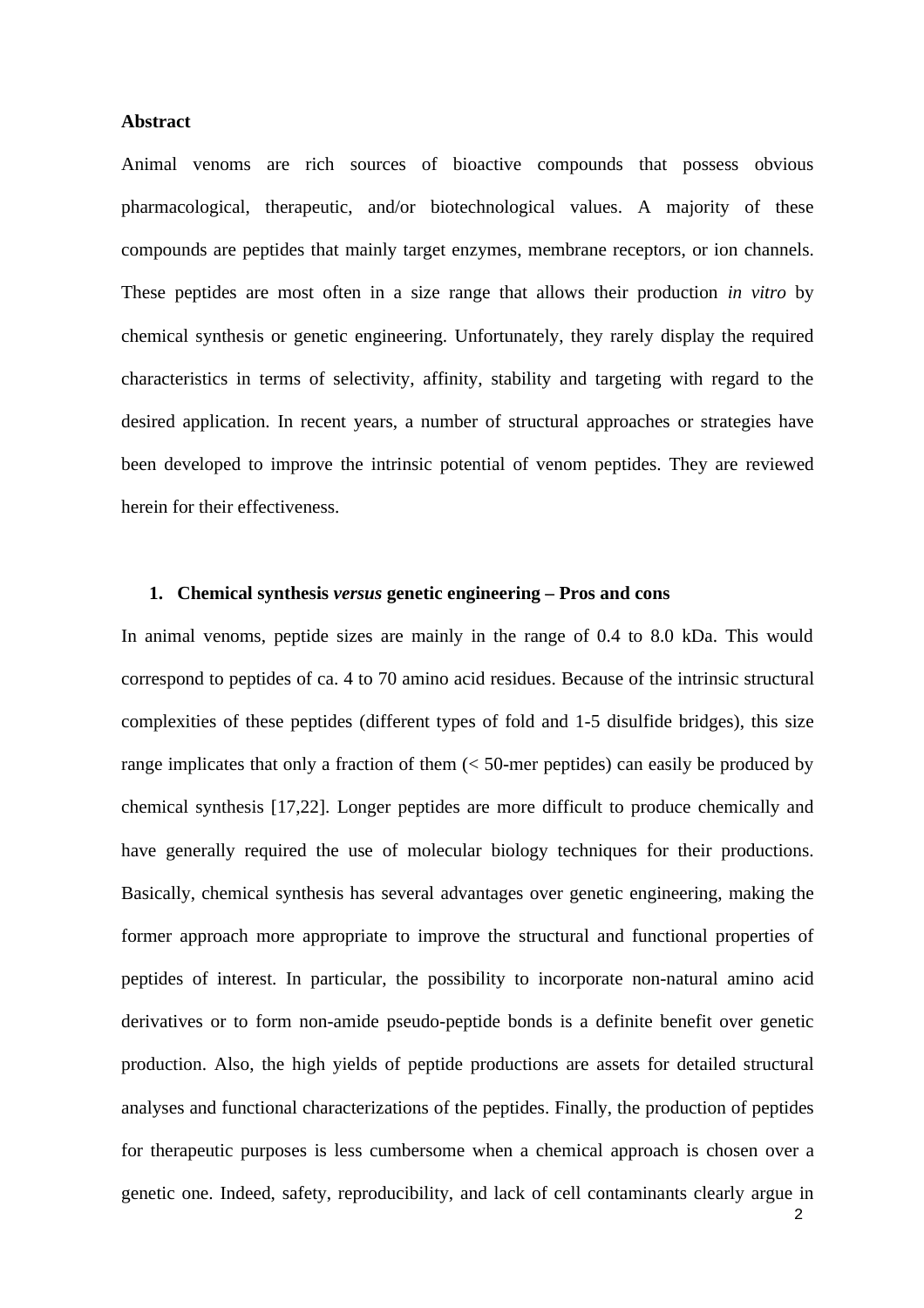**Abstract**

Animal venoms are rich sources of bioactive compounds that possess obvious pharmacological, therapeutic, and/or biotechnological values. A majority of these compounds are peptides that mainly target enzymes, membrane receptors, or ion channels. These peptides are most often in a size range that allows their production *in vitro* by chemical synthesis or genetic engineering. Unfortunately, they rarely display the required characteristics in terms of selectivity, affinity, stability and targeting with regard to the desired application. In recent years, a number of structural approaches or strategies have been developed to improve the intrinsic potential of venom peptides. They are reviewed herein for their effectiveness.

## 1. Chemical synthesis *versus* genetic engineering – Pros and cons

In animal venoms, peptide sizes are mainly in the range of 0.4 to 8.0 kDa. This would correspond to peptides of ca. 4 to 70 amino acid residues. Because of the intrinsic structural complexities of these peptides (different types of fold and 1-5 disulfide bridges), this size range implicates that only a fraction of them (< 50-mer peptides) can easily be produced by chemical synthesis [17,22]. Longer peptides are more difficult to produce chemically and have generally required the use of molecular biology techniques for their productions. Basically, chemical synthesis has several advantages over genetic engineering, making the former approach more appropriate to improve the structural and functional properties of peptides of interest. In particular, the possibility to incorporate non-natural amino acid derivatives or to form non-amide pseudo-peptide bonds is a definite benefit over genetic production. Also, the high yields of peptide productions are assets for detailed structural analyses and functional characterizations of the peptides. Finally, the production of peptides for therapeutic purposes is less cumbersome when a chemical approach is chosen over a genetic one. Indeed, safety, reproducibility, and lack of cell contaminants clearly argue in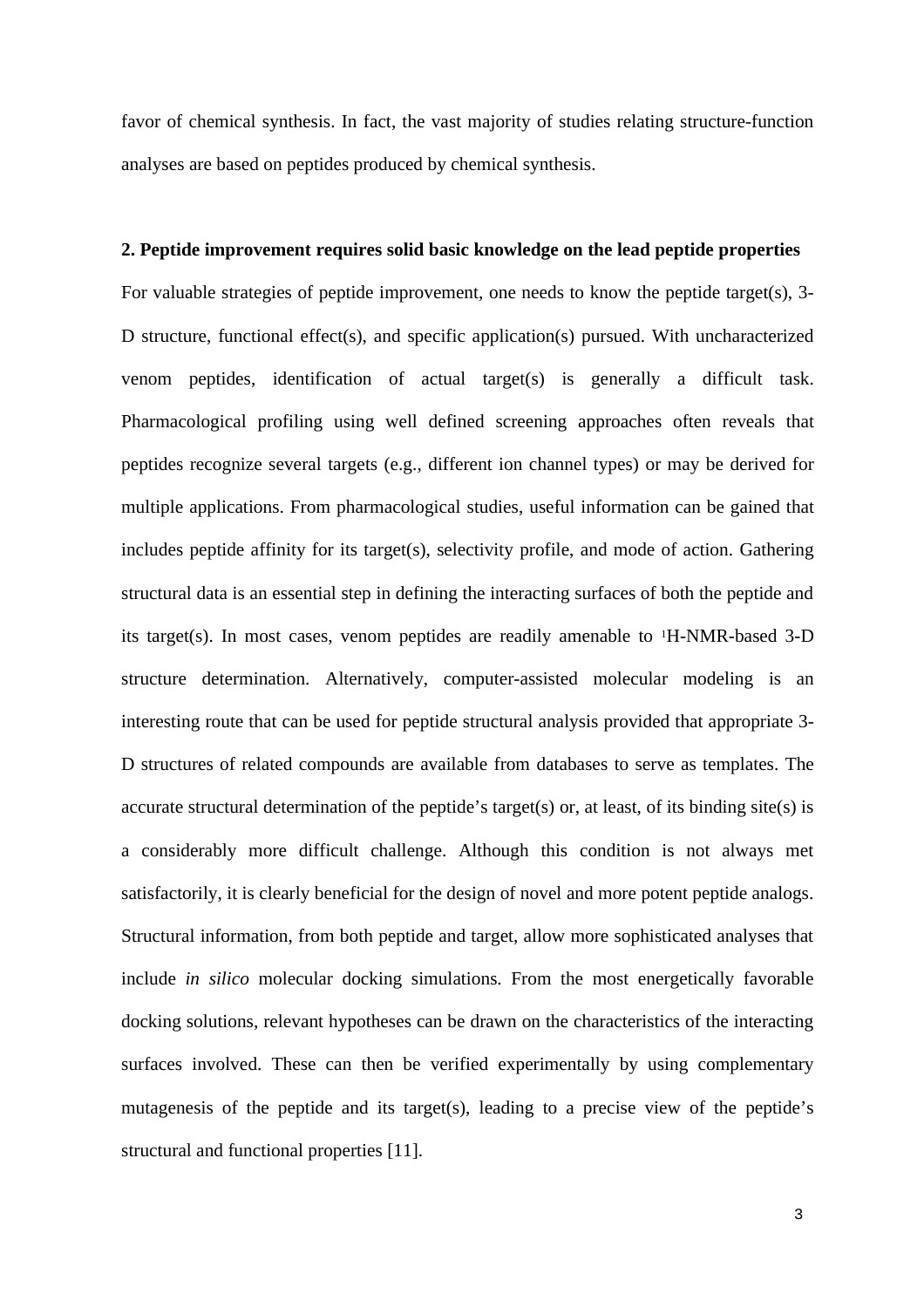favor of chemical synthesis. In fact, the vast majority of studies relating structure-function analyses are based on peptides produced by chemical synthesis.

## 2. Peptide improvement requires solid basic knowledge on the lead peptide properties

For valuable strategies of peptide improvement, one needs to know the peptide target(s), 3-D structure, functional effect(s), and specific application(s) pursued. With uncharacterized venom peptides, identification of actual target(s) is generally a difficult task. Pharmacological profiling using well defined screening approaches often reveals that peptides recognize several targets (e.g., different ion channel types) or may be derived for multiple applications. From pharmacological studies, useful information can be gained that includes peptide affinity for its target(s), selectivity profile, and mode of action. Gathering structural data is an essential step in defining the interacting surfaces of both the peptide and its target(s). In most cases, venom peptides are readily amenable to $^{1}$H-NMR-based 3-D structure determination. Alternatively, computer-assisted molecular modeling is an interesting route that can be used for peptide structural analysis provided that appropriate 3-D structures of related compounds are available from databases to serve as templates. The accurate structural determination of the peptide's target(s) or, at least, of its binding site(s) is a considerably more difficult challenge. Although this condition is not always met satisfactorily, it is clearly beneficial for the design of novel and more potent peptide analogs. Structural information, from both peptide and target, allow more sophisticated analyses that include *in silico* molecular docking simulations. From the most energetically favorable docking solutions, relevant hypotheses can be drawn on the characteristics of the interacting surfaces involved. These can then be verified experimentally by using complementary mutagenesis of the peptide and its target(s), leading to a precise view of the peptide's structural and functional properties [11].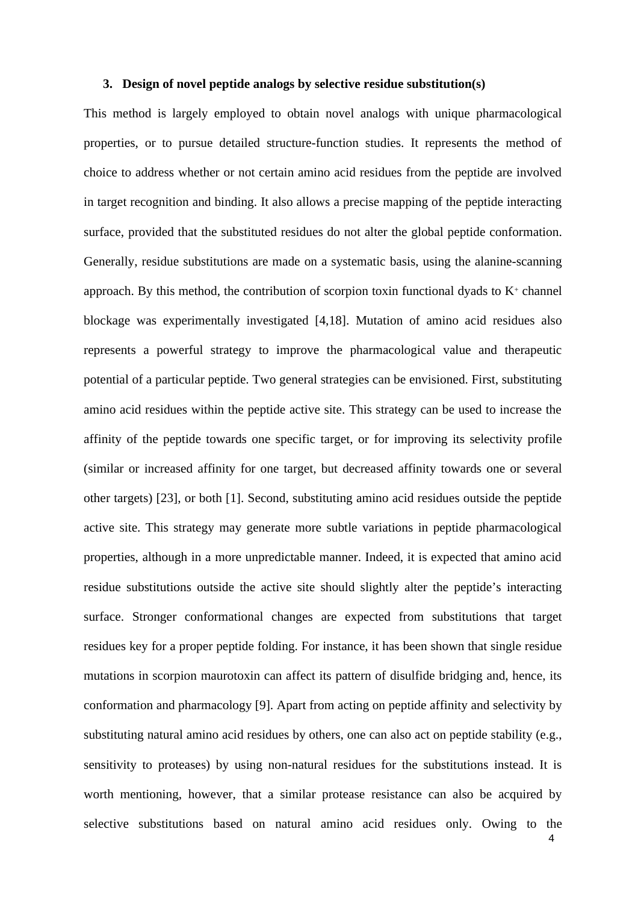## 3. Design of novel peptide analogs by selective residue substitution(s)

This method is largely employed to obtain novel analogs with unique pharmacological properties, or to pursue detailed structure-function studies. It represents the method of choice to address whether or not certain amino acid residues from the peptide are involved in target recognition and binding. It also allows a precise mapping of the peptide interacting surface, provided that the substituted residues do not alter the global peptide conformation. Generally, residue substitutions are made on a systematic basis, using the alanine-scanning approach. By this method, the contribution of scorpion toxin functional dyads to $K^+$ channel blockage was experimentally investigated [4,18]. Mutation of amino acid residues also represents a powerful strategy to improve the pharmacological value and therapeutic potential of a particular peptide. Two general strategies can be envisioned. First, substituting amino acid residues within the peptide active site. This strategy can be used to increase the affinity of the peptide towards one specific target, or for improving its selectivity profile (similar or increased affinity for one target, but decreased affinity towards one or several other targets) [23], or both [1]. Second, substituting amino acid residues outside the peptide active site. This strategy may generate more subtle variations in peptide pharmacological properties, although in a more unpredictable manner. Indeed, it is expected that amino acid residue substitutions outside the active site should slightly alter the peptide's interacting surface. Stronger conformational changes are expected from substitutions that target residues key for a proper peptide folding. For instance, it has been shown that single residue mutations in scorpion maurotoxin can affect its pattern of disulfide bridging and, hence, its conformation and pharmacology [9]. Apart from acting on peptide affinity and selectivity by substituting natural amino acid residues by others, one can also act on peptide stability (e.g., sensitivity to proteases) by using non-natural residues for the substitutions instead. It is worth mentioning, however, that a similar protease resistance can also be acquired by selective substitutions based on natural amino acid residues only. Owing to the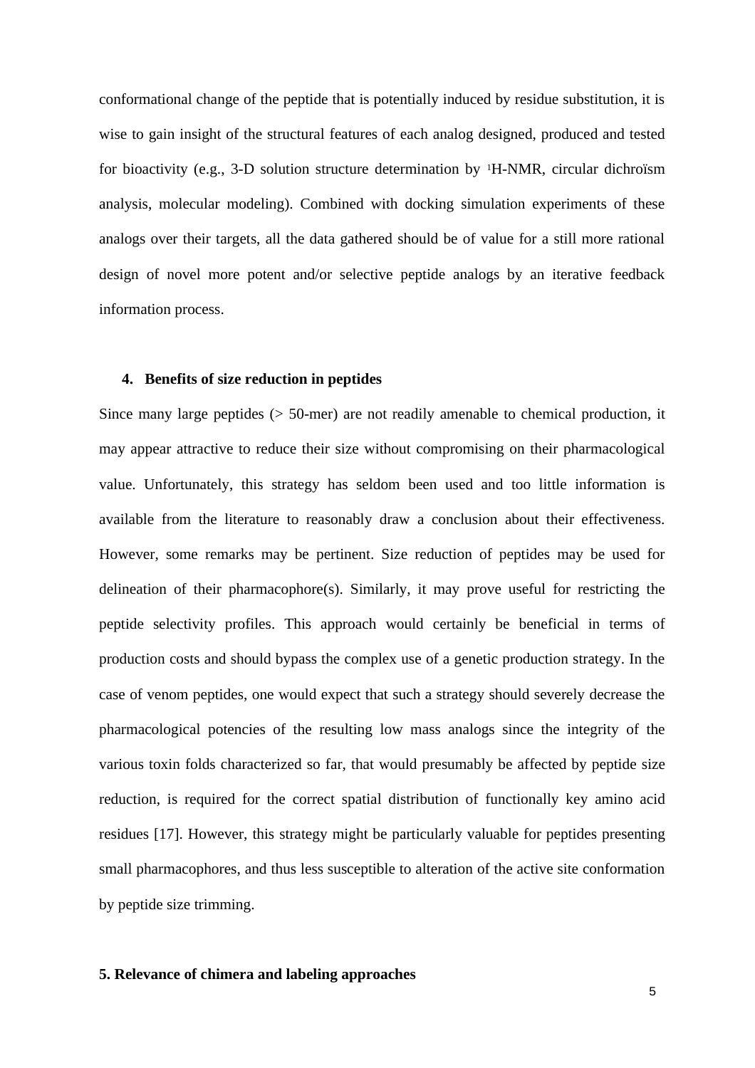conformational change of the peptide that is potentially induced by residue substitution, it is wise to gain insight of the structural features of each analog designed, produced and tested for bioactivity (e.g., 3-D solution structure determination by $^{1}$H-NMR, circular dichroïsm analysis, molecular modeling). Combined with docking simulation experiments of these analogs over their targets, all the data gathered should be of value for a still more rational design of novel more potent and/or selective peptide analogs by an iterative feedback information process.

## 4. Benefits of size reduction in peptides

Since many large peptides (> 50-mer) are not readily amenable to chemical production, it may appear attractive to reduce their size without compromising on their pharmacological value. Unfortunately, this strategy has seldom been used and too little information is available from the literature to reasonably draw a conclusion about their effectiveness. However, some remarks may be pertinent. Size reduction of peptides may be used for delineation of their pharmacophore(s). Similarly, it may prove useful for restricting the peptide selectivity profiles. This approach would certainly be beneficial in terms of production costs and should bypass the complex use of a genetic production strategy. In the case of venom peptides, one would expect that such a strategy should severely decrease the pharmacological potencies of the resulting low mass analogs since the integrity of the various toxin folds characterized so far, that would presumably be affected by peptide size reduction, is required for the correct spatial distribution of functionally key amino acid residues [17]. However, this strategy might be particularly valuable for peptides presenting small pharmacophores, and thus less susceptible to alteration of the active site conformation by peptide size trimming.

## 5. Relevance of chimera and labeling approaches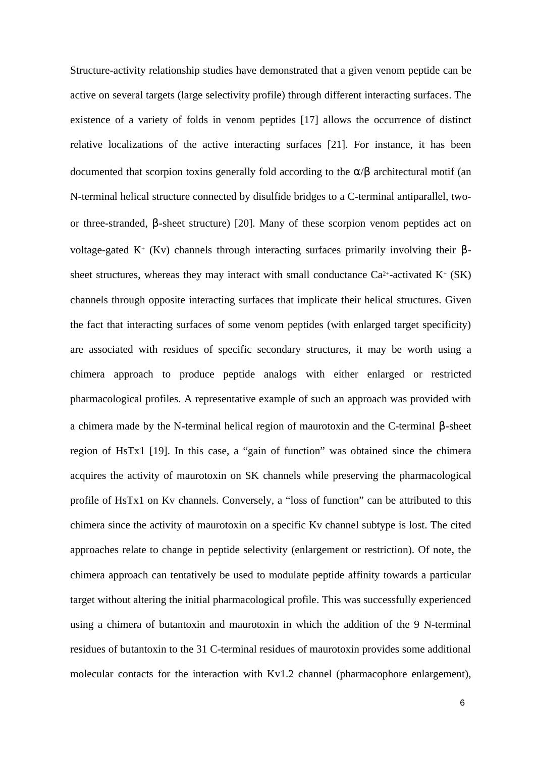Structure-activity relationship studies have demonstrated that a given venom peptide can be active on several targets (large selectivity profile) through different interacting surfaces. The existence of a variety of folds in venom peptides [17] allows the occurrence of distinct relative localizations of the active interacting surfaces [21]. For instance, it has been documented that scorpion toxins generally fold according to the α/β architectural motif (an N-terminal helical structure connected by disulfide bridges to a C-terminal antiparallel, two- or three-stranded, β-sheet structure) [20]. Many of these scorpion venom peptides act on voltage-gated $K^+$ (Kv) channels through interacting surfaces primarily involving their β-sheet structures, whereas they may interact with small conductance $Ca^{2+}$-activated $K^+$ (SK) channels through opposite interacting surfaces that implicate their helical structures. Given the fact that interacting surfaces of some venom peptides (with enlarged target specificity) are associated with residues of specific secondary structures, it may be worth using a chimera approach to produce peptide analogs with either enlarged or restricted pharmacological profiles. A representative example of such an approach was provided with a chimera made by the N-terminal helical region of maurotoxin and the C-terminal β-sheet region of HsTx1 [19]. In this case, a "gain of function" was obtained since the chimera acquires the activity of maurotoxin on SK channels while preserving the pharmacological profile of HsTx1 on Kv channels. Conversely, a "loss of function" can be attributed to this chimera since the activity of maurotoxin on a specific Kv channel subtype is lost. The cited approaches relate to change in peptide selectivity (enlargement or restriction). Of note, the chimera approach can tentatively be used to modulate peptide affinity towards a particular target without altering the initial pharmacological profile. This was successfully experienced using a chimera of butantoxin and maurotoxin in which the addition of the 9 N-terminal residues of butantoxin to the 31 C-terminal residues of maurotoxin provides some additional molecular contacts for the interaction with Kv1.2 channel (pharmacophore enlargement),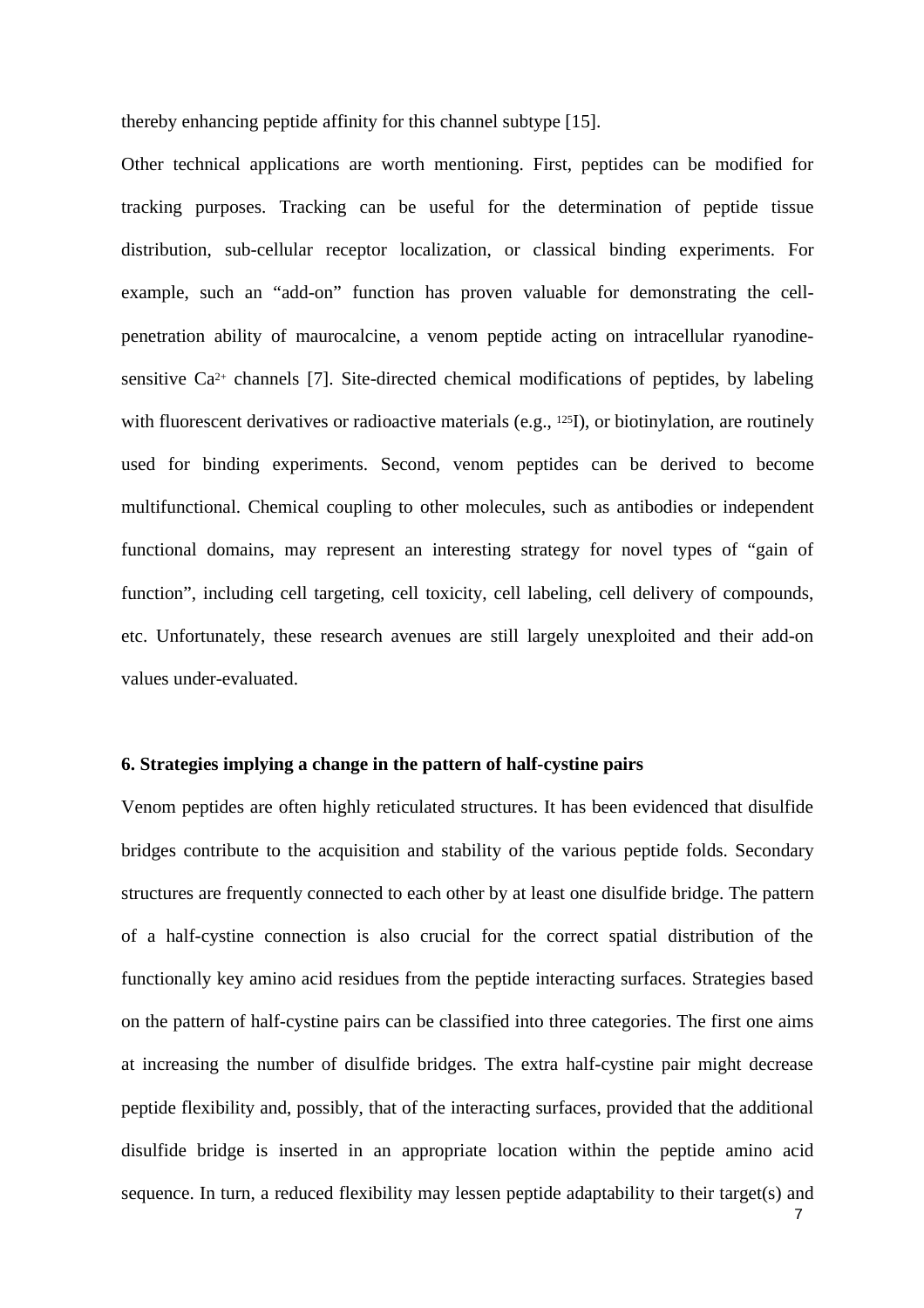thereby enhancing peptide affinity for this channel subtype [15].

Other technical applications are worth mentioning. First, peptides can be modified for tracking purposes. Tracking can be useful for the determination of peptide tissue distribution, sub-cellular receptor localization, or classical binding experiments. For example, such an “add-on” function has proven valuable for demonstrating the cell-penetration ability of maurocalcine, a venom peptide acting on intracellular ryanodine-sensitive $Ca^{2+}$ channels [7]. Site-directed chemical modifications of peptides, by labeling with fluorescent derivatives or radioactive materials (e.g., $^{125}I$), or biotinylation, are routinely used for binding experiments. Second, venom peptides can be derived to become multifunctional. Chemical coupling to other molecules, such as antibodies or independent functional domains, may represent an interesting strategy for novel types of “gain of function”, including cell targeting, cell toxicity, cell labeling, cell delivery of compounds, etc. Unfortunately, these research avenues are still largely unexploited and their add-on values under-evaluated.

## 6. Strategies implying a change in the pattern of half-cystine pairs

Venom peptides are often highly reticulated structures. It has been evidenced that disulfide bridges contribute to the acquisition and stability of the various peptide folds. Secondary structures are frequently connected to each other by at least one disulfide bridge. The pattern of a half-cystine connection is also crucial for the correct spatial distribution of the functionally key amino acid residues from the peptide interacting surfaces. Strategies based on the pattern of half-cystine pairs can be classified into three categories. The first one aims at increasing the number of disulfide bridges. The extra half-cystine pair might decrease peptide flexibility and, possibly, that of the interacting surfaces, provided that the additional disulfide bridge is inserted in an appropriate location within the peptide amino acid sequence. In turn, a reduced flexibility may lessen peptide adaptability to their target(s) and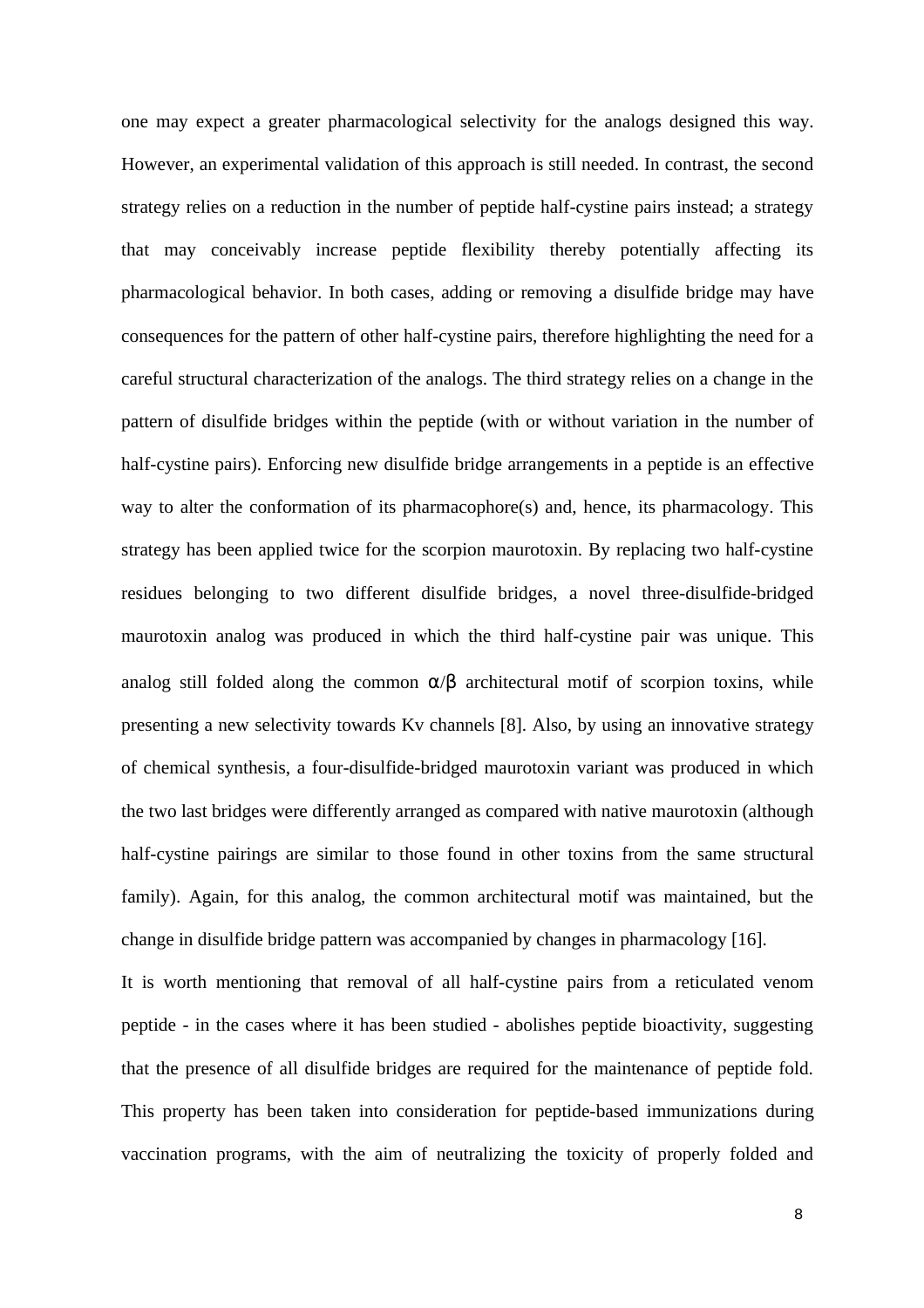one may expect a greater pharmacological selectivity for the analogs designed this way. However, an experimental validation of this approach is still needed. In contrast, the second strategy relies on a reduction in the number of peptide half-cystine pairs instead; a strategy that may conceivably increase peptide flexibility thereby potentially affecting its pharmacological behavior. In both cases, adding or removing a disulfide bridge may have consequences for the pattern of other half-cystine pairs, therefore highlighting the need for a careful structural characterization of the analogs. The third strategy relies on a change in the pattern of disulfide bridges within the peptide (with or without variation in the number of half-cystine pairs). Enforcing new disulfide bridge arrangements in a peptide is an effective way to alter the conformation of its pharmacophore(s) and, hence, its pharmacology. This strategy has been applied twice for the scorpion maurotoxin. By replacing two half-cystine residues belonging to two different disulfide bridges, a novel three-disulfide-bridged maurotoxin analog was produced in which the third half-cystine pair was unique. This analog still folded along the common $\alpha/\beta$ architectural motif of scorpion toxins, while presenting a new selectivity towards Kv channels [8]. Also, by using an innovative strategy of chemical synthesis, a four-disulfide-bridged maurotoxin variant was produced in which the two last bridges were differently arranged as compared with native maurotoxin (although half-cystine pairings are similar to those found in other toxins from the same structural family). Again, for this analog, the common architectural motif was maintained, but the change in disulfide bridge pattern was accompanied by changes in pharmacology [16].

It is worth mentioning that removal of all half-cystine pairs from a reticulated venom peptide - in the cases where it has been studied - abolishes peptide bioactivity, suggesting that the presence of all disulfide bridges are required for the maintenance of peptide fold. This property has been taken into consideration for peptide-based immunizations during vaccination programs, with the aim of neutralizing the toxicity of properly folded and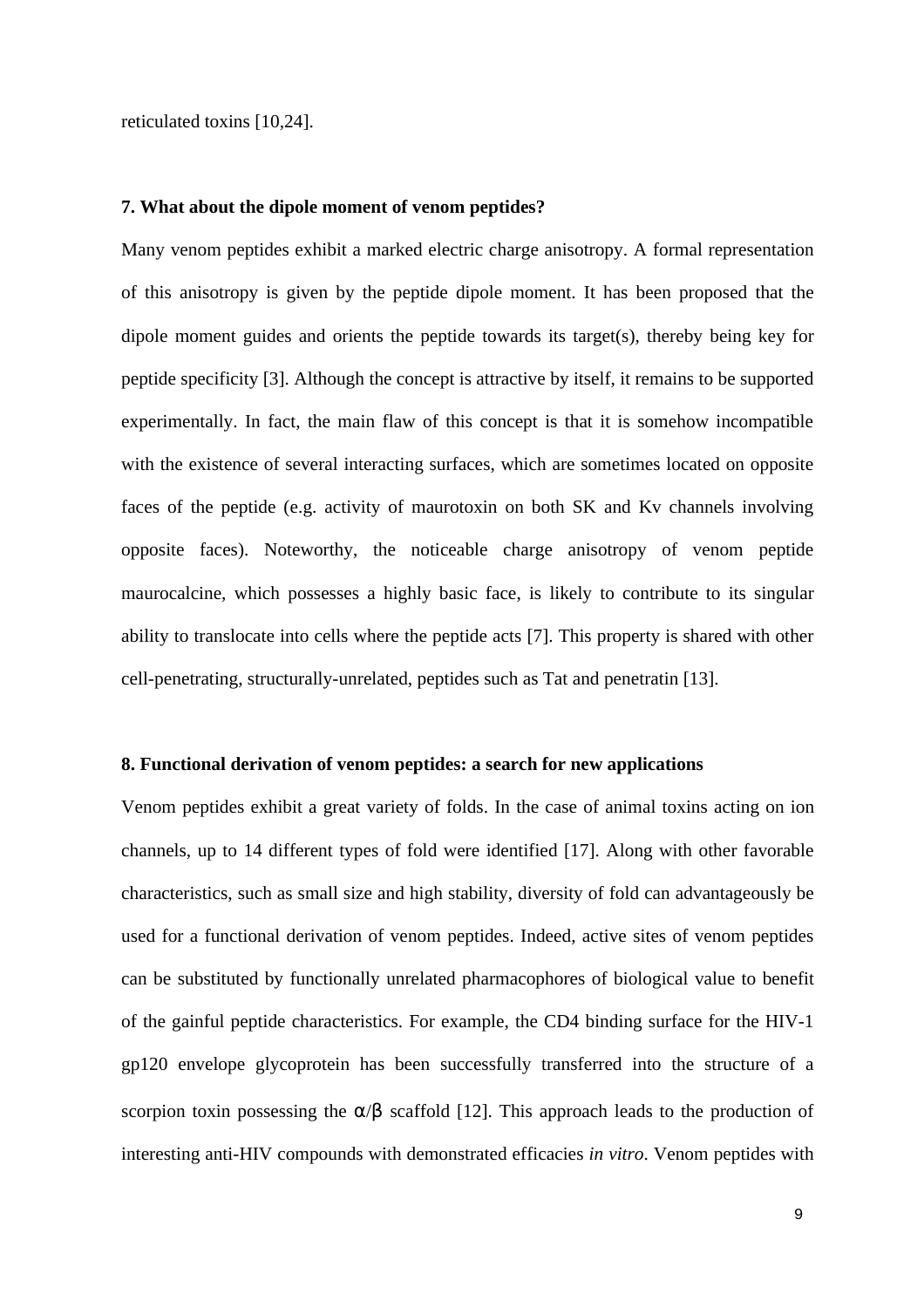reticulated toxins [10,24].

**7. What about the dipole moment of venom peptides?**

Many venom peptides exhibit a marked electric charge anisotropy. A formal representation of this anisotropy is given by the peptide dipole moment. It has been proposed that the dipole moment guides and orients the peptide towards its target(s), thereby being key for peptide specificity [3]. Although the concept is attractive by itself, it remains to be supported experimentally. In fact, the main flaw of this concept is that it is somehow incompatible with the existence of several interacting surfaces, which are sometimes located on opposite faces of the peptide (e.g. activity of maurotoxin on both SK and Kv channels involving opposite faces). Noteworthy, the noticeable charge anisotropy of venom peptide maurocalcine, which possesses a highly basic face, is likely to contribute to its singular ability to translocate into cells where the peptide acts [7]. This property is shared with other cell-penetrating, structurally-unrelated, peptides such as Tat and penetratin [13].

**8. Functional derivation of venom peptides: a search for new applications**

Venom peptides exhibit a great variety of folds. In the case of animal toxins acting on ion channels, up to 14 different types of fold were identified [17]. Along with other favorable characteristics, such as small size and high stability, diversity of fold can advantageously be used for a functional derivation of venom peptides. Indeed, active sites of venom peptides can be substituted by functionally unrelated pharmacophores of biological value to benefit of the gainful peptide characteristics. For example, the CD4 binding surface for the HIV-1 gp120 envelope glycoprotein has been successfully transferred into the structure of a scorpion toxin possessing the $\alpha/\beta$ scaffold [12]. This approach leads to the production of interesting anti-HIV compounds with demonstrated efficacies *in vitro*. Venom peptides with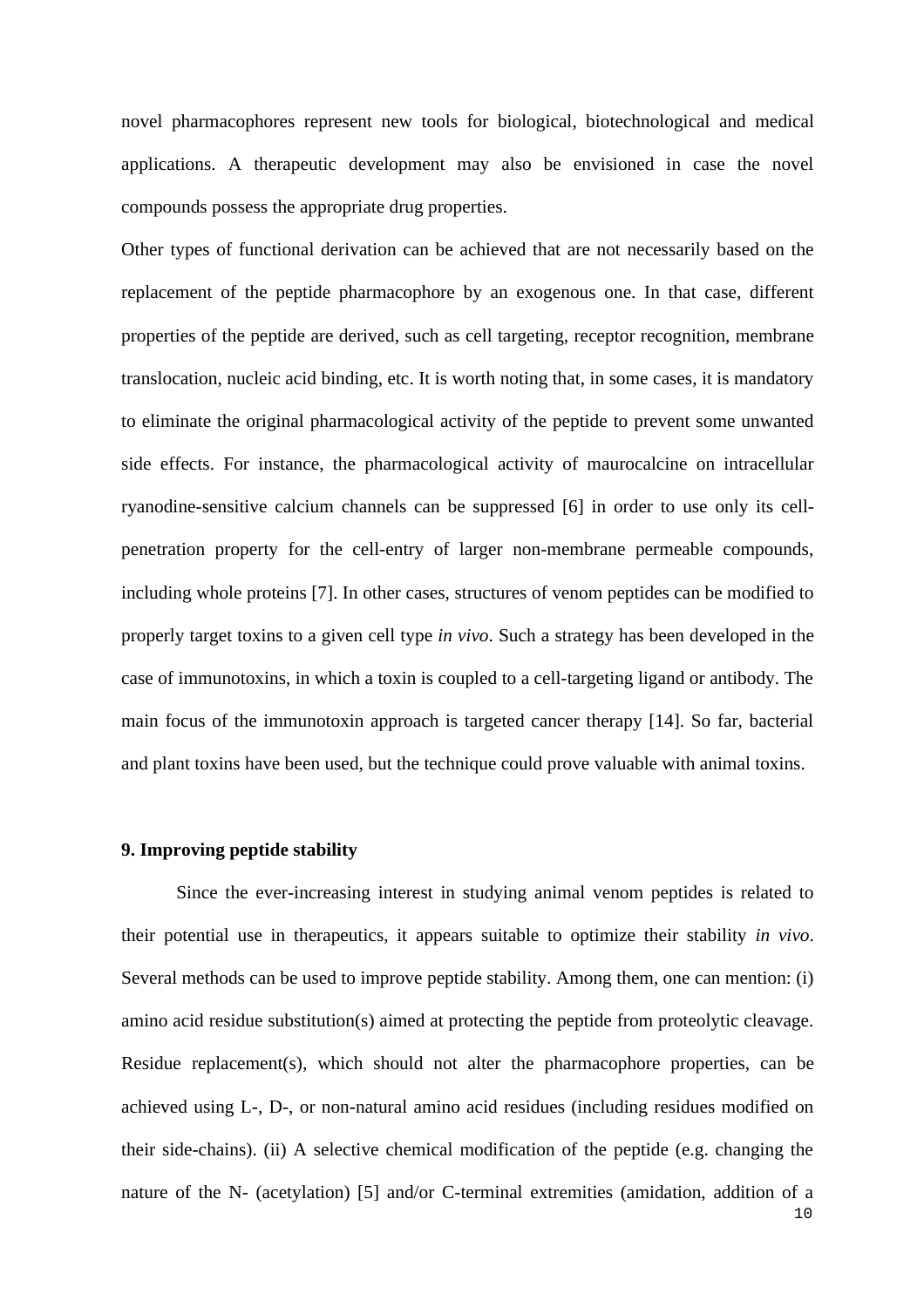novel pharmacophores represent new tools for biological, biotechnological and medical applications. A therapeutic development may also be envisioned in case the novel compounds possess the appropriate drug properties.

Other types of functional derivation can be achieved that are not necessarily based on the replacement of the peptide pharmacophore by an exogenous one. In that case, different properties of the peptide are derived, such as cell targeting, receptor recognition, membrane translocation, nucleic acid binding, etc. It is worth noting that, in some cases, it is mandatory to eliminate the original pharmacological activity of the peptide to prevent some unwanted side effects. For instance, the pharmacological activity of maurocalcine on intracellular ryanodine-sensitive calcium channels can be suppressed [6] in order to use only its cell-penetration property for the cell-entry of larger non-membrane permeable compounds, including whole proteins [7]. In other cases, structures of venom peptides can be modified to properly target toxins to a given cell type *in vivo*. Such a strategy has been developed in the case of immunotoxins, in which a toxin is coupled to a cell-targeting ligand or antibody. The main focus of the immunotoxin approach is targeted cancer therapy [14]. So far, bacterial and plant toxins have been used, but the technique could prove valuable with animal toxins.

## 9. Improving peptide stability

Since the ever-increasing interest in studying animal venom peptides is related to their potential use in therapeutics, it appears suitable to optimize their stability *in vivo*. Several methods can be used to improve peptide stability. Among them, one can mention: (i) amino acid residue substitution(s) aimed at protecting the peptide from proteolytic cleavage. Residue replacement(s), which should not alter the pharmacophore properties, can be achieved using L-, D-, or non-natural amino acid residues (including residues modified on their side-chains). (ii) A selective chemical modification of the peptide (e.g. changing the nature of the N- (acetylation) [5] and/or C-terminal extremities (amidation, addition of a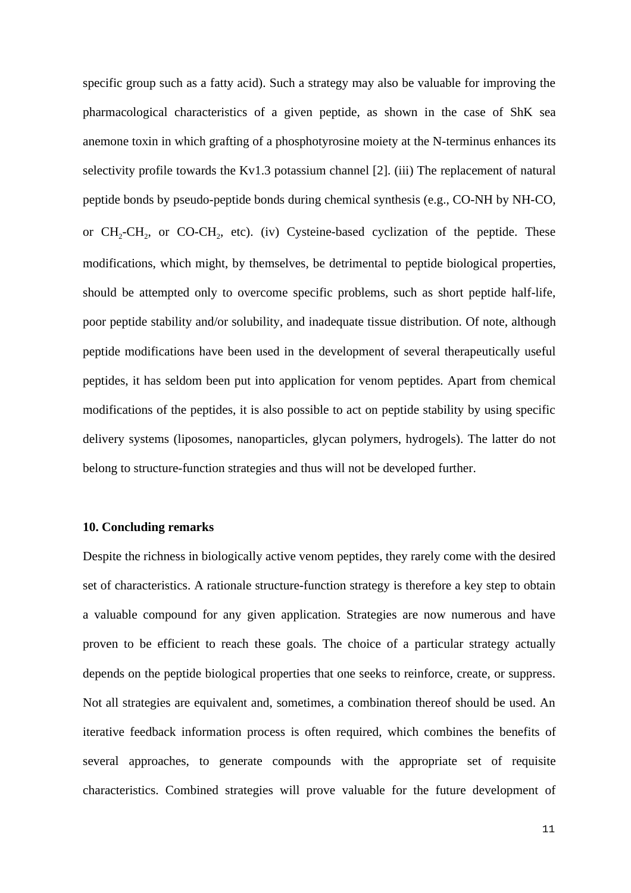specific group such as a fatty acid). Such a strategy may also be valuable for improving the pharmacological characteristics of a given peptide, as shown in the case of ShK sea anemone toxin in which grafting of a phosphotyrosine moiety at the N-terminus enhances its selectivity profile towards the Kv1.3 potassium channel [2]. (iii) The replacement of natural peptide bonds by pseudo-peptide bonds during chemical synthesis (e.g., CO-NH by NH-CO, or $CH_2$-$CH_2$, or CO-$CH_2$, etc). (iv) Cysteine-based cyclization of the peptide. These modifications, which might, by themselves, be detrimental to peptide biological properties, should be attempted only to overcome specific problems, such as short peptide half-life, poor peptide stability and/or solubility, and inadequate tissue distribution. Of note, although peptide modifications have been used in the development of several therapeutically useful peptides, it has seldom been put into application for venom peptides. Apart from chemical modifications of the peptides, it is also possible to act on peptide stability by using specific delivery systems (liposomes, nanoparticles, glycan polymers, hydrogels). The latter do not belong to structure-function strategies and thus will not be developed further.

## 10. Concluding remarks

Despite the richness in biologically active venom peptides, they rarely come with the desired set of characteristics. A rationale structure-function strategy is therefore a key step to obtain a valuable compound for any given application. Strategies are now numerous and have proven to be efficient to reach these goals. The choice of a particular strategy actually depends on the peptide biological properties that one seeks to reinforce, create, or suppress. Not all strategies are equivalent and, sometimes, a combination thereof should be used. An iterative feedback information process is often required, which combines the benefits of several approaches, to generate compounds with the appropriate set of requisite characteristics. Combined strategies will prove valuable for the future development of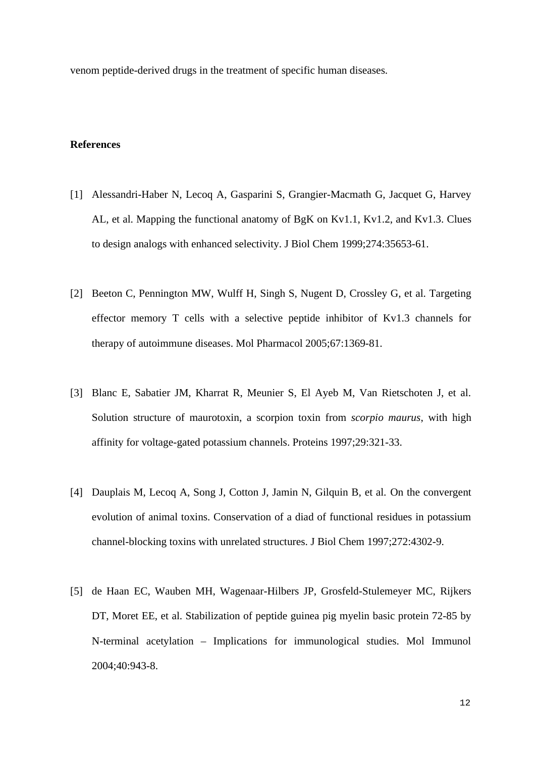venom peptide-derived drugs in the treatment of specific human diseases.

## References

[1] Alessandri-Haber N, Lecoq A, Gasparini S, Grangier-Macmath G, Jacquet G, Harvey AL, et al. Mapping the functional anatomy of BgK on Kv1.1, Kv1.2, and Kv1.3. Clues to design analogs with enhanced selectivity. J Biol Chem 1999;274:35653-61.

[2] Beeton C, Pennington MW, Wulff H, Singh S, Nugent D, Crossley G, et al. Targeting effector memory T cells with a selective peptide inhibitor of Kv1.3 channels for therapy of autoimmune diseases. Mol Pharmacol 2005;67:1369-81.

[3] Blanc E, Sabatier JM, Kharrat R, Meunier S, El Ayeb M, Van Rietschoten J, et al. Solution structure of maurotoxin, a scorpion toxin from *scorpio maurus*, with high affinity for voltage-gated potassium channels. Proteins 1997;29:321-33.

[4] Dauplais M, Lecoq A, Song J, Cotton J, Jamin N, Gilquin B, et al. On the convergent evolution of animal toxins. Conservation of a diad of functional residues in potassium channel-blocking toxins with unrelated structures. J Biol Chem 1997;272:4302-9.

[5] de Haan EC, Wauben MH, Wagenaar-Hilbers JP, Grosfeld-Stulemeyer MC, Rijkers DT, Moret EE, et al. Stabilization of peptide guinea pig myelin basic protein 72-85 by N-terminal acetylation – Implications for immunological studies. Mol Immunol 2004;40:943-8.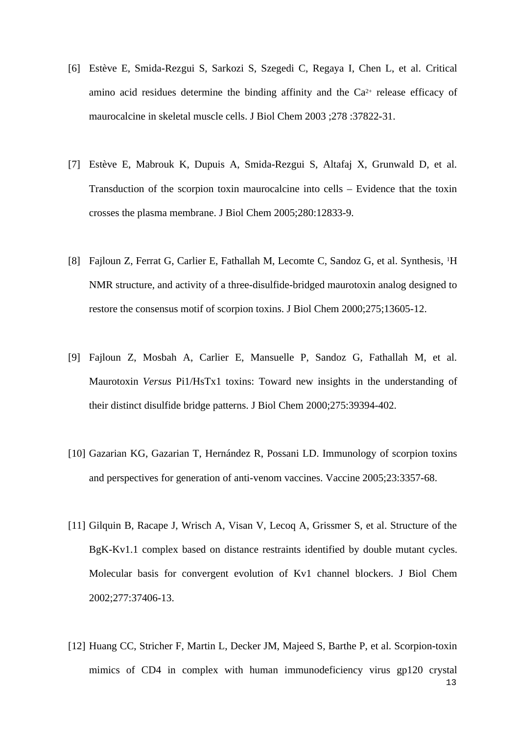[6] Estève E, Smida-Rezgui S, Sarkozi S, Szegedi C, Regaya I, Chen L, et al. Critical amino acid residues determine the binding affinity and the $Ca^{2+}$ release efficacy of maurocalcine in skeletal muscle cells. J Biol Chem 2003 ;278 :37822-31.

[7] Estève E, Mabrouk K, Dupuis A, Smida-Rezgui S, Altafaj X, Grunwald D, et al. Transduction of the scorpion toxin maurocalcine into cells – Evidence that the toxin crosses the plasma membrane. J Biol Chem 2005;280:12833-9.

[8] Fajloun Z, Ferrat G, Carlier E, Fathallah M, Lecomte C, Sandoz G, et al. Synthesis, $^{1}H$ NMR structure, and activity of a three-disulfide-bridged maurotoxin analog designed to restore the consensus motif of scorpion toxins. J Biol Chem 2000;275;13605-12.

[9] Fajloun Z, Mosbah A, Carlier E, Mansuelle P, Sandoz G, Fathallah M, et al. Maurotoxin *Versus* Pi1/HsTx1 toxins: Toward new insights in the understanding of their distinct disulfide bridge patterns. J Biol Chem 2000;275:39394-402.

[10] Gazarian KG, Gazarian T, Hernández R, Possani LD. Immunology of scorpion toxins and perspectives for generation of anti-venom vaccines. Vaccine 2005;23:3357-68.

[11] Gilquin B, Racape J, Wrisch A, Visan V, Lecoq A, Grissmer S, et al. Structure of the BgK-Kv1.1 complex based on distance restraints identified by double mutant cycles. Molecular basis for convergent evolution of Kv1 channel blockers. J Biol Chem 2002;277:37406-13.

[12] Huang CC, Stricher F, Martin L, Decker JM, Majeed S, Barthe P, et al. Scorpion-toxin mimics of CD4 in complex with human immunodeficiency virus gp120 crystal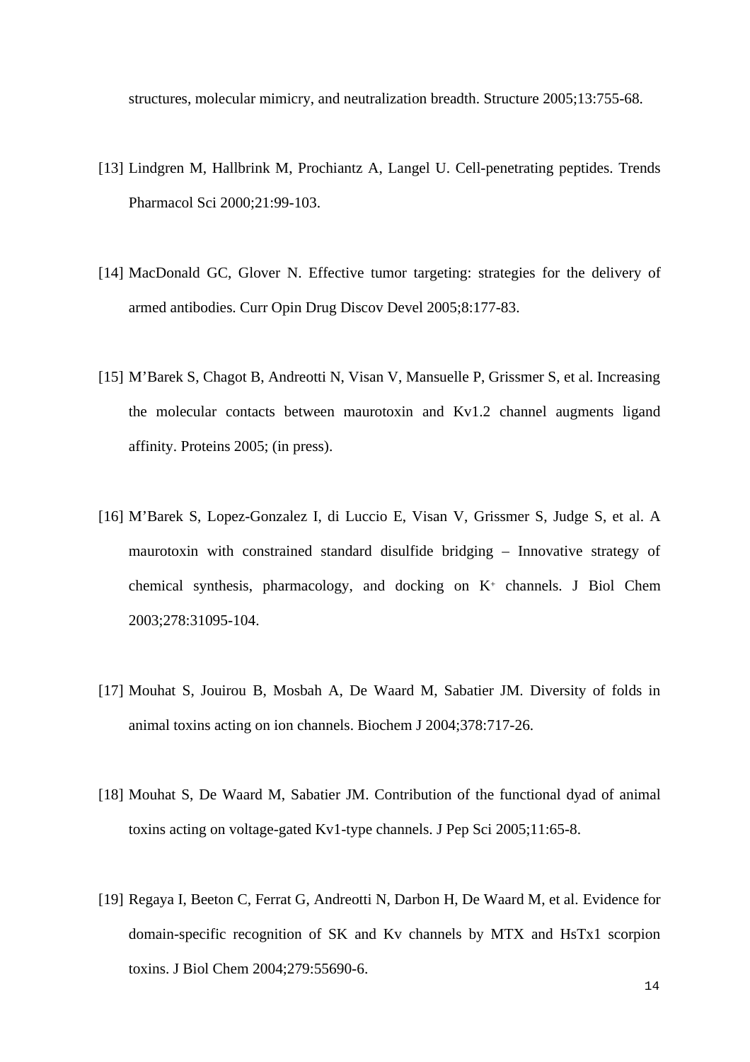structures, molecular mimicry, and neutralization breadth. Structure 2005;13:755-68.

[13] Lindgren M, Hallbrink M, Prochiantz A, Langel U. Cell-penetrating peptides. Trends Pharmacol Sci 2000;21:99-103.

[14] MacDonald GC, Glover N. Effective tumor targeting: strategies for the delivery of armed antibodies. Curr Opin Drug Discov Devel 2005;8:177-83.

[15] M'Barek S, Chagot B, Andreotti N, Visan V, Mansuelle P, Grissmer S, et al. Increasing the molecular contacts between maurotoxin and Kv1.2 channel augments ligand affinity. Proteins 2005; (in press).

[16] M'Barek S, Lopez-Gonzalez I, di Luccio E, Visan V, Grissmer S, Judge S, et al. A maurotoxin with constrained standard disulfide bridging – Innovative strategy of chemical synthesis, pharmacology, and docking on $K^+$ channels. J Biol Chem 2003;278:31095-104.

[17] Mouhat S, Jouirou B, Mosbah A, De Waard M, Sabatier JM. Diversity of folds in animal toxins acting on ion channels. Biochem J 2004;378:717-26.

[18] Mouhat S, De Waard M, Sabatier JM. Contribution of the functional dyad of animal toxins acting on voltage-gated Kv1-type channels. J Pep Sci 2005;11:65-8.

[19] Regaya I, Beeton C, Ferrat G, Andreotti N, Darbon H, De Waard M, et al. Evidence for domain-specific recognition of SK and Kv channels by MTX and HsTx1 scorpion toxins. J Biol Chem 2004;279:55690-6.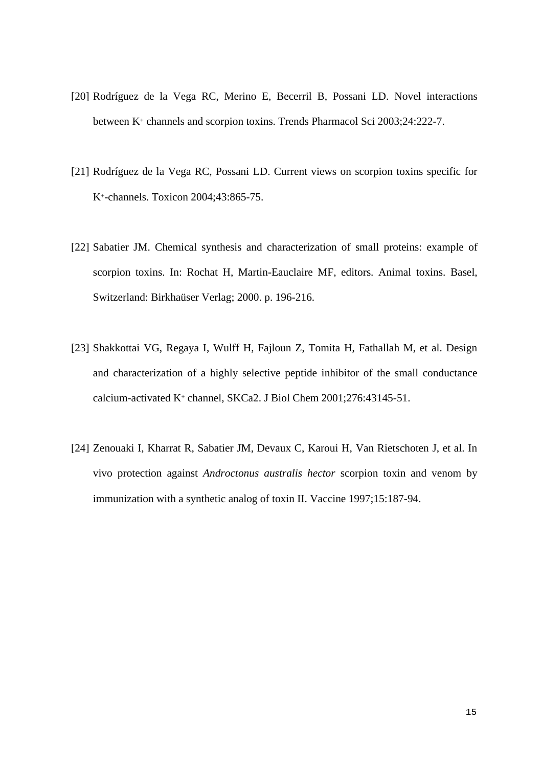[20] Rodríguez de la Vega RC, Merino E, Becerril B, Possani LD. Novel interactions between $K^+$ channels and scorpion toxins. Trends Pharmacol Sci 2003;24:222-7.

[21] Rodríguez de la Vega RC, Possani LD. Current views on scorpion toxins specific for $K^+$-channels. Toxicon 2004;43:865-75.

[22] Sabatier JM. Chemical synthesis and characterization of small proteins: example of scorpion toxins. In: Rochat H, Martin-Eauclaire MF, editors. Animal toxins. Basel, Switzerland: Birkhaüser Verlag; 2000. p. 196-216.

[23] Shakkottai VG, Regaya I, Wulff H, Fajloun Z, Tomita H, Fathallah M, et al. Design and characterization of a highly selective peptide inhibitor of the small conductance calcium-activated $K^+$ channel, SKCa2. J Biol Chem 2001;276:43145-51.

[24] Zenouaki I, Kharrat R, Sabatier JM, Devaux C, Karoui H, Van Rietschoten J, et al. In vivo protection against *Androctonus australis hector* scorpion toxin and venom by immunization with a synthetic analog of toxin II. Vaccine 1997;15:187-94.